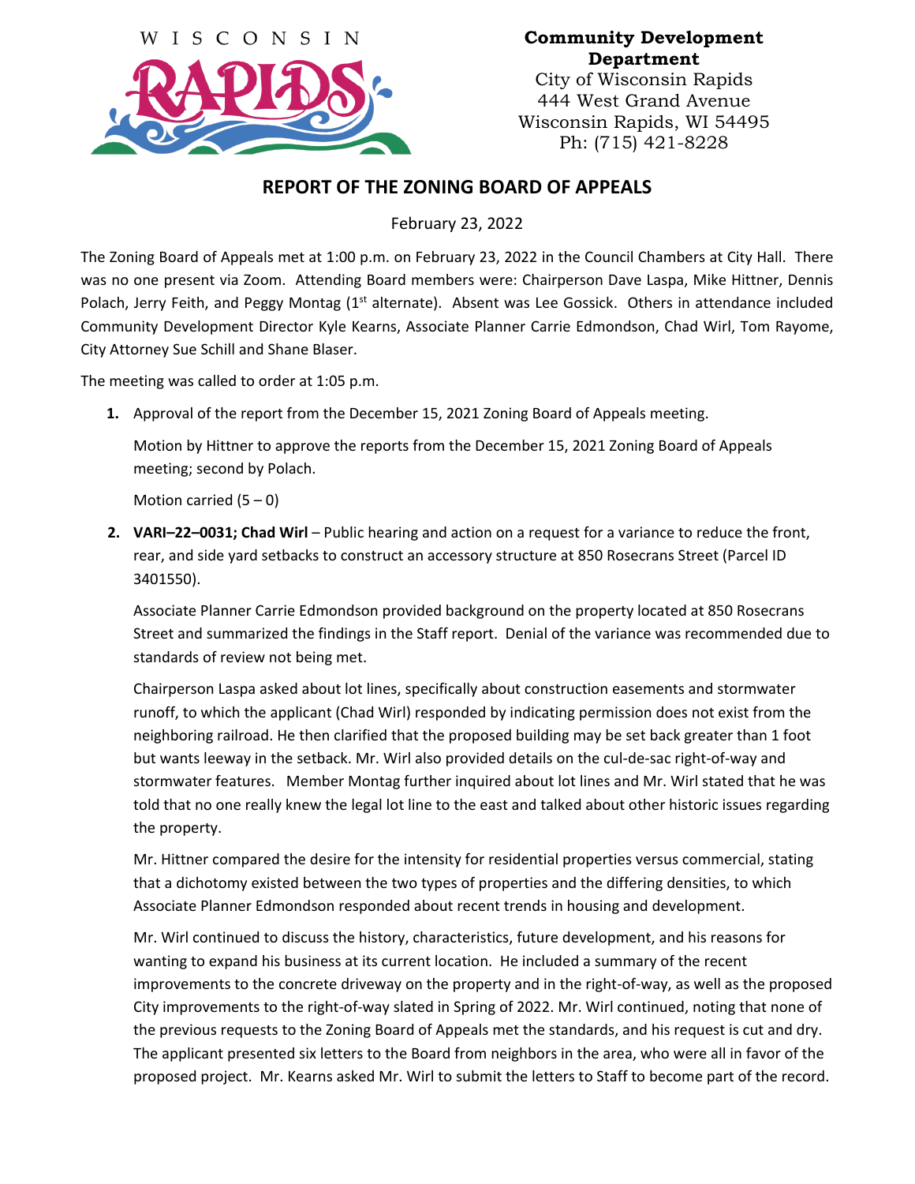WISCONSIN RAPIDS

**Community Development Department**
City of Wisconsin Rapids
444 West Grand Avenue
Wisconsin Rapids, WI 54495
Ph: (715) 421-8228

## REPORT OF THE ZONING BOARD OF APPEALS

February 23, 2022

The Zoning Board of Appeals met at 1:00 p.m. on February 23, 2022 in the Council Chambers at City Hall. There was no one present via Zoom. Attending Board members were: Chairperson Dave Laspa, Mike Hittner, Dennis Polach, Jerry Feith, and Peggy Montag (1st alternate). Absent was Lee Gossick. Others in attendance included Community Development Director Kyle Kearns, Associate Planner Carrie Edmondson, Chad Wirl, Tom Rayome, City Attorney Sue Schill and Shane Blaser.

The meeting was called to order at 1:05 p.m.

1. Approval of the report from the December 15, 2021 Zoning Board of Appeals meeting.

   Motion by Hittner to approve the reports from the December 15, 2021 Zoning Board of Appeals meeting; second by Polach.

   Motion carried (5 – 0)

2. **VARI–22–0031; Chad Wirl** – Public hearing and action on a request for a variance to reduce the front, rear, and side yard setbacks to construct an accessory structure at 850 Rosecrans Street (Parcel ID 3401550).

   Associate Planner Carrie Edmondson provided background on the property located at 850 Rosecrans Street and summarized the findings in the Staff report. Denial of the variance was recommended due to standards of review not being met.

   Chairperson Laspa asked about lot lines, specifically about construction easements and stormwater runoff, to which the applicant (Chad Wirl) responded by indicating permission does not exist from the neighboring railroad. He then clarified that the proposed building may be set back greater than 1 foot but wants leeway in the setback. Mr. Wirl also provided details on the cul-de-sac right-of-way and stormwater features. Member Montag further inquired about lot lines and Mr. Wirl stated that he was told that no one really knew the legal lot line to the east and talked about other historic issues regarding the property.

   Mr. Hittner compared the desire for the intensity for residential properties versus commercial, stating that a dichotomy existed between the two types of properties and the differing densities, to which Associate Planner Edmondson responded about recent trends in housing and development.

   Mr. Wirl continued to discuss the history, characteristics, future development, and his reasons for wanting to expand his business at its current location. He included a summary of the recent improvements to the concrete driveway on the property and in the right-of-way, as well as the proposed City improvements to the right-of-way slated in Spring of 2022. Mr. Wirl continued, noting that none of the previous requests to the Zoning Board of Appeals met the standards, and his request is cut and dry. The applicant presented six letters to the Board from neighbors in the area, who were all in favor of the proposed project. Mr. Kearns asked Mr. Wirl to submit the letters to Staff to become part of the record.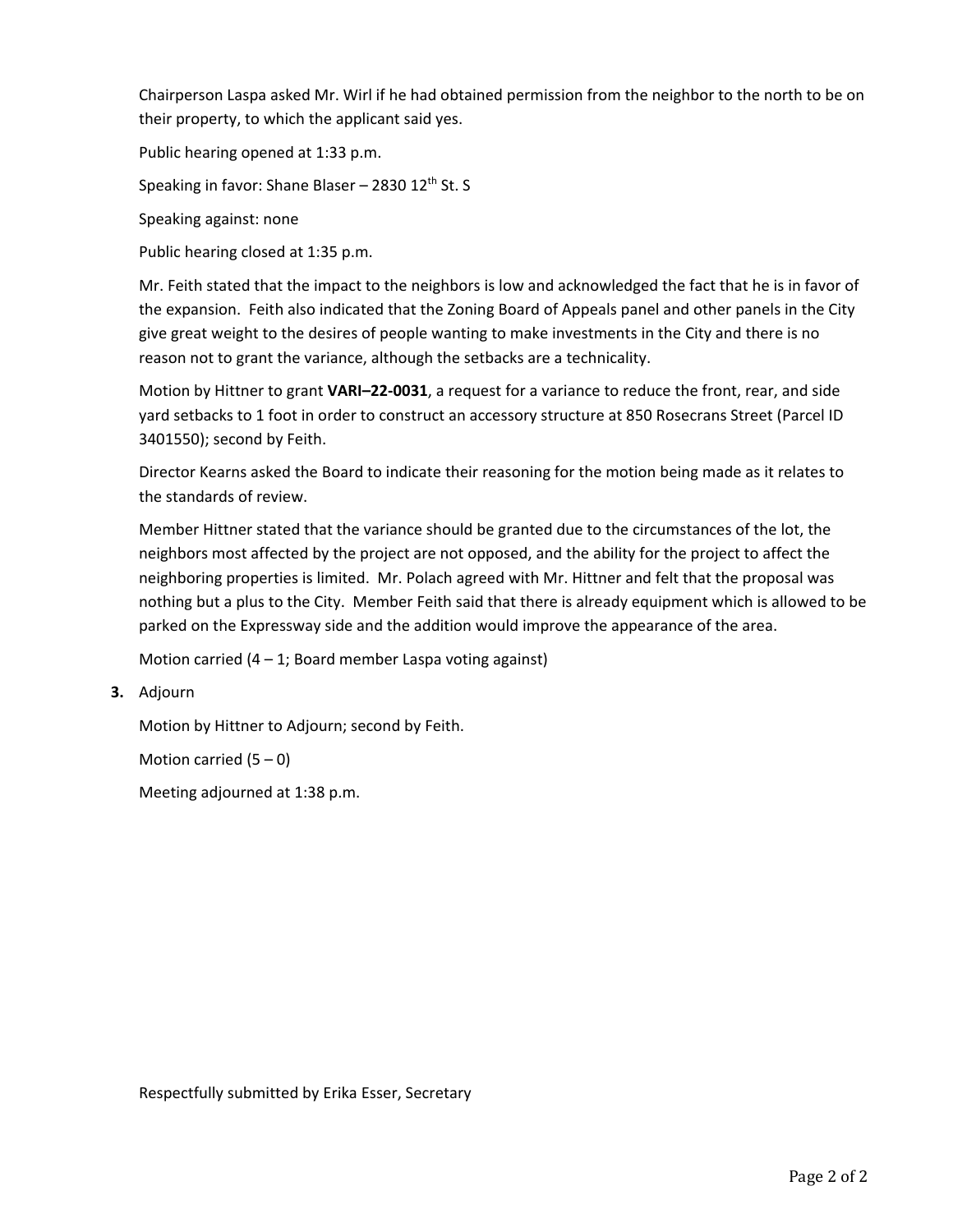Chairperson Laspa asked Mr. Wirl if he had obtained permission from the neighbor to the north to be on their property, to which the applicant said yes.

Public hearing opened at 1:33 p.m.

Speaking in favor: Shane Blaser – 2830 12th St. S

Speaking against: none

Public hearing closed at 1:35 p.m.

Mr. Feith stated that the impact to the neighbors is low and acknowledged the fact that he is in favor of the expansion. Feith also indicated that the Zoning Board of Appeals panel and other panels in the City give great weight to the desires of people wanting to make investments in the City and there is no reason not to grant the variance, although the setbacks are a technicality.

Motion by Hittner to grant **VARI–22-0031**, a request for a variance to reduce the front, rear, and side yard setbacks to 1 foot in order to construct an accessory structure at 850 Rosecrans Street (Parcel ID 3401550); second by Feith.

Director Kearns asked the Board to indicate their reasoning for the motion being made as it relates to the standards of review.

Member Hittner stated that the variance should be granted due to the circumstances of the lot, the neighbors most affected by the project are not opposed, and the ability for the project to affect the neighboring properties is limited. Mr. Polach agreed with Mr. Hittner and felt that the proposal was nothing but a plus to the City. Member Feith said that there is already equipment which is allowed to be parked on the Expressway side and the addition would improve the appearance of the area.

Motion carried (4 – 1; Board member Laspa voting against)

**3.** Adjourn

Motion by Hittner to Adjourn; second by Feith.

Motion carried (5 – 0)

Meeting adjourned at 1:38 p.m.

Respectfully submitted by Erika Esser, Secretary